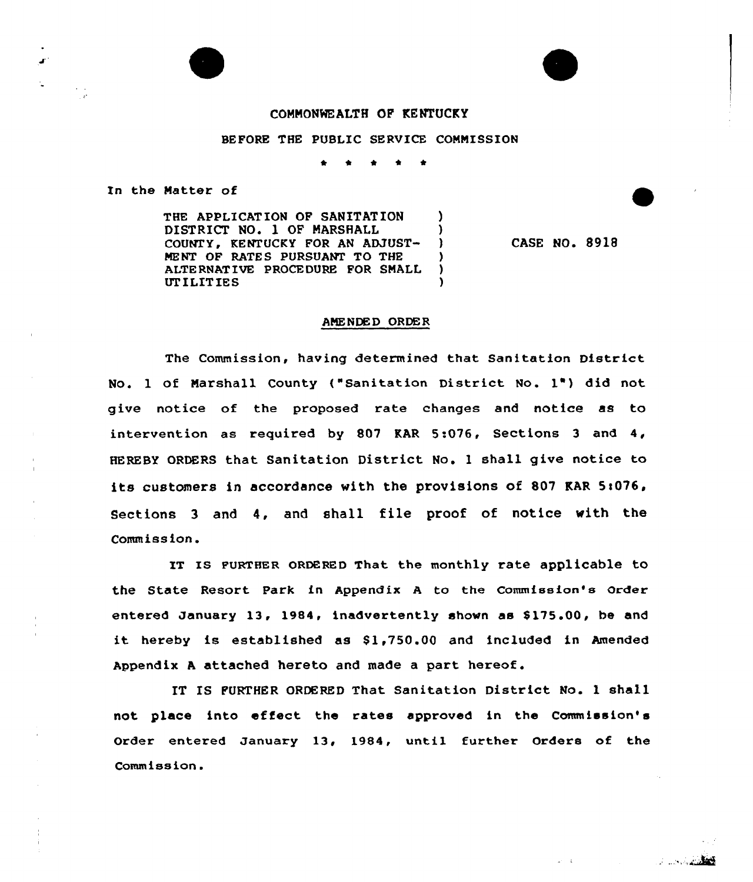COMMONWEALTH OF KENTUCKY

BEFORE THE PUBLIC SERVICE COMMISSION

\* \* \* \* \*

In the Matter of

| | | |
|---|---|---|
| THE APPLICATION OF SANITATION DISTRICT NO. 1 OF MARSHALL COUNTY, KENTUCKY FOR AN ADJUSTMENT OF RATES PURSUANT TO THE ALTERNATIVE PROCEDURE FOR SMALL UTILITIES | ) | CASE NO. 8918 |

## AMENDED ORDER

The Commission, having determined that Sanitation District No. 1 of Marshall County ("Sanitation District No. 1") did not give notice of the proposed rate changes and notice as to intervention as required by 807 KAR 5:076, Sections 3 and 4, HEREBY ORDERS that Sanitation District No. 1 shall give notice to its customers in accordance with the provisions of 807 KAR 5:076, Sections 3 and 4, and shall file proof of notice with the Commission.

IT IS FURTHER ORDERED That the monthly rate applicable to the State Resort Park in Appendix A to the Commission's Order entered January 13, 1984, inadvertently shown as $175.00, be and it hereby is established as $1,750.00 and included in Amended Appendix A attached hereto and made a part hereof.

IT IS FURTHER ORDERED That Sanitation District No. 1 shall not place into effect the rates approved in the Commission's Order entered January 13, 1984, until further Orders of the Commission.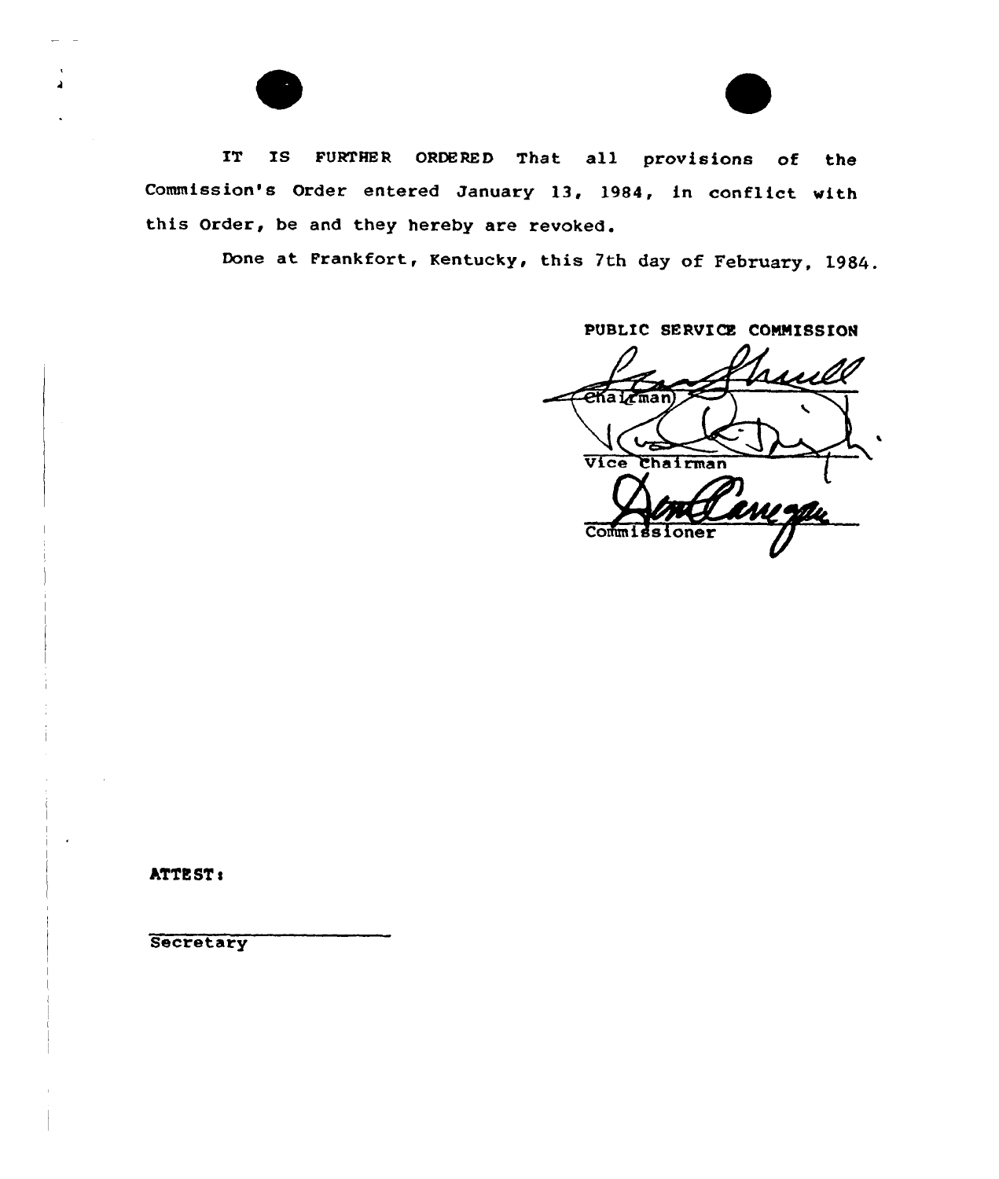IT IS FURTHER ORDERED That all provisions of the Commission's Order entered January 13, 1984, in conflict with this Order, be and they hereby are revoked.

Done at Frankfort, Kentucky, this 7th day of February, 1984.

PUBLIC SERVICE COMMISSION

Chairman

Vice Chairman

Commissioner

ATTEST:

Secretary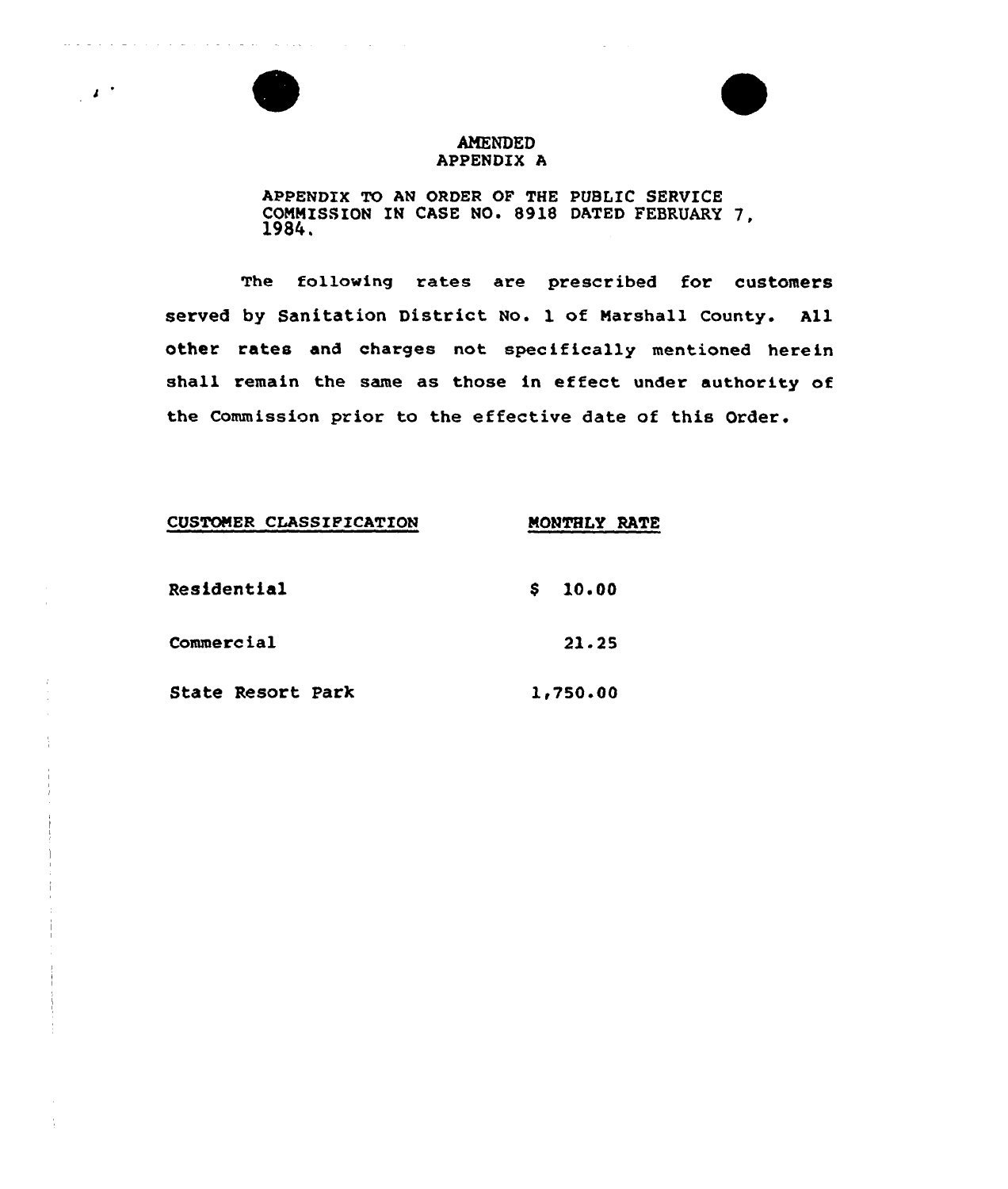# AMENDED
## APPENDIX A

APPENDIX TO AN ORDER OF THE PUBLIC SERVICE COMMISSION IN CASE NO. 8918 DATED FEBRUARY 7, 1984.

The following rates are prescribed for customers served by Sanitation District No. 1 of Marshall County. All other rates and charges not specifically mentioned herein shall remain the same as those in effect under authority of the Commission prior to the effective date of this Order.

| CUSTOMER CLASSIFICATION | MONTHLY RATE |
|---|---|
| Residential | $ 10.00 |
| Commercial | 21.25 |
| State Resort Park | 1,750.00 |